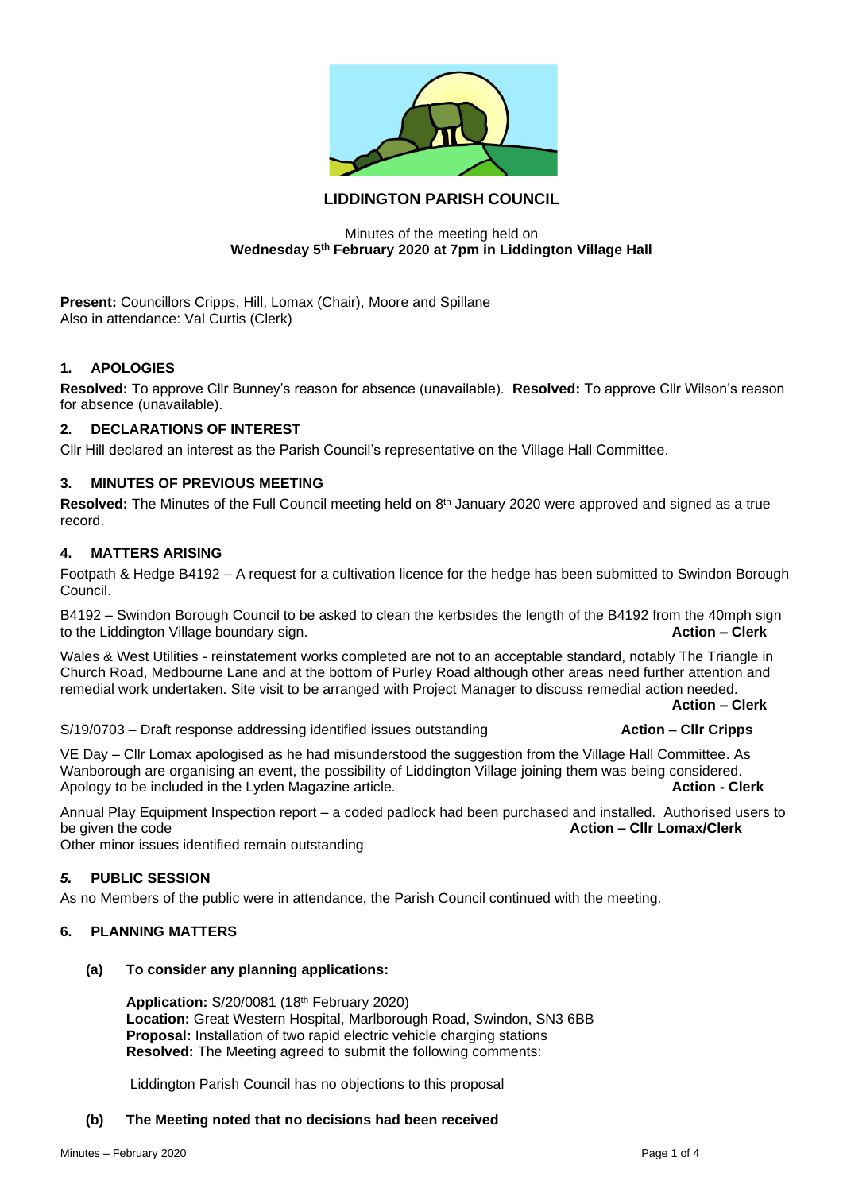# LIDDINGTON PARISH COUNCIL

Minutes of the meeting held on
**Wednesday 5th February 2020 at 7pm in Liddington Village Hall**

**Present:** Councillors Cripps, Hill, Lomax (Chair), Moore and Spillane
Also in attendance: Val Curtis (Clerk)

## 1. APOLOGIES

**Resolved:** To approve Cllr Bunney's reason for absence (unavailable). **Resolved:** To approve Cllr Wilson's reason for absence (unavailable).

## 2. DECLARATIONS OF INTEREST

Cllr Hill declared an interest as the Parish Council's representative on the Village Hall Committee.

## 3. MINUTES OF PREVIOUS MEETING

**Resolved:** The Minutes of the Full Council meeting held on 8th January 2020 were approved and signed as a true record.

## 4. MATTERS ARISING

Footpath & Hedge B4192 – A request for a cultivation licence for the hedge has been submitted to Swindon Borough Council.

B4192 – Swindon Borough Council to be asked to clean the kerbsides the length of the B4192 from the 40mph sign to the Liddington Village boundary sign. **Action – Clerk**

Wales & West Utilities - reinstatement works completed are not to an acceptable standard, notably The Triangle in Church Road, Medbourne Lane and at the bottom of Purley Road although other areas need further attention and remedial work undertaken. Site visit to be arranged with Project Manager to discuss remedial action needed. **Action – Clerk**

S/19/0703 – Draft response addressing identified issues outstanding **Action – Cllr Cripps**

VE Day – Cllr Lomax apologised as he had misunderstood the suggestion from the Village Hall Committee. As Wanborough are organising an event, the possibility of Liddington Village joining them was being considered. Apology to be included in the Lyden Magazine article. **Action - Clerk**

Annual Play Equipment Inspection report – a coded padlock had been purchased and installed. Authorised users to be given the code **Action – Cllr Lomax/Clerk**
Other minor issues identified remain outstanding

## *5.* PUBLIC SESSION

As no Members of the public were in attendance, the Parish Council continued with the meeting.

## 6. PLANNING MATTERS

### (a) To consider any planning applications:

**Application:** S/20/0081 (18th February 2020)
**Location:** Great Western Hospital, Marlborough Road, Swindon, SN3 6BB
**Proposal:** Installation of two rapid electric vehicle charging stations
**Resolved:** The Meeting agreed to submit the following comments:

Liddington Parish Council has no objections to this proposal

### (b) The Meeting noted that no decisions had been received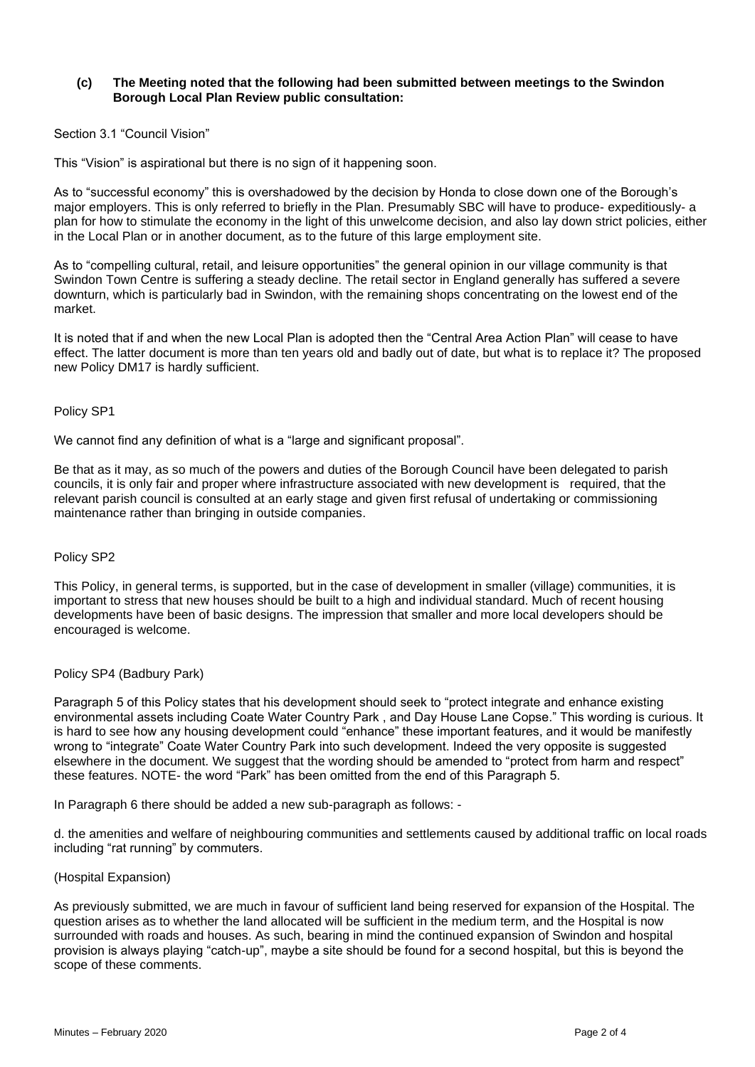**(c) The Meeting noted that the following had been submitted between meetings to the Swindon Borough Local Plan Review public consultation:**

Section 3.1 "Council Vision"

This "Vision" is aspirational but there is no sign of it happening soon.

As to "successful economy" this is overshadowed by the decision by Honda to close down one of the Borough's major employers. This is only referred to briefly in the Plan. Presumably SBC will have to produce- expeditiously- a plan for how to stimulate the economy in the light of this unwelcome decision, and also lay down strict policies, either in the Local Plan or in another document, as to the future of this large employment site.

As to "compelling cultural, retail, and leisure opportunities" the general opinion in our village community is that Swindon Town Centre is suffering a steady decline. The retail sector in England generally has suffered a severe downturn, which is particularly bad in Swindon, with the remaining shops concentrating on the lowest end of the market.

It is noted that if and when the new Local Plan is adopted then the "Central Area Action Plan" will cease to have effect. The latter document is more than ten years old and badly out of date, but what is to replace it? The proposed new Policy DM17 is hardly sufficient.

Policy SP1

We cannot find any definition of what is a "large and significant proposal".

Be that as it may, as so much of the powers and duties of the Borough Council have been delegated to parish councils, it is only fair and proper where infrastructure associated with new development is required, that the relevant parish council is consulted at an early stage and given first refusal of undertaking or commissioning maintenance rather than bringing in outside companies.

Policy SP2

This Policy, in general terms, is supported, but in the case of development in smaller (village) communities, it is important to stress that new houses should be built to a high and individual standard. Much of recent housing developments have been of basic designs. The impression that smaller and more local developers should be encouraged is welcome.

Policy SP4 (Badbury Park)

Paragraph 5 of this Policy states that his development should seek to "protect integrate and enhance existing environmental assets including Coate Water Country Park , and Day House Lane Copse." This wording is curious. It is hard to see how any housing development could "enhance" these important features, and it would be manifestly wrong to "integrate" Coate Water Country Park into such development. Indeed the very opposite is suggested elsewhere in the document. We suggest that the wording should be amended to "protect from harm and respect" these features. NOTE- the word "Park" has been omitted from the end of this Paragraph 5.

In Paragraph 6 there should be added a new sub-paragraph as follows: -

d. the amenities and welfare of neighbouring communities and settlements caused by additional traffic on local roads including "rat running" by commuters.

(Hospital Expansion)

As previously submitted, we are much in favour of sufficient land being reserved for expansion of the Hospital. The question arises as to whether the land allocated will be sufficient in the medium term, and the Hospital is now surrounded with roads and houses. As such, bearing in mind the continued expansion of Swindon and hospital provision is always playing "catch-up", maybe a site should be found for a second hospital, but this is beyond the scope of these comments.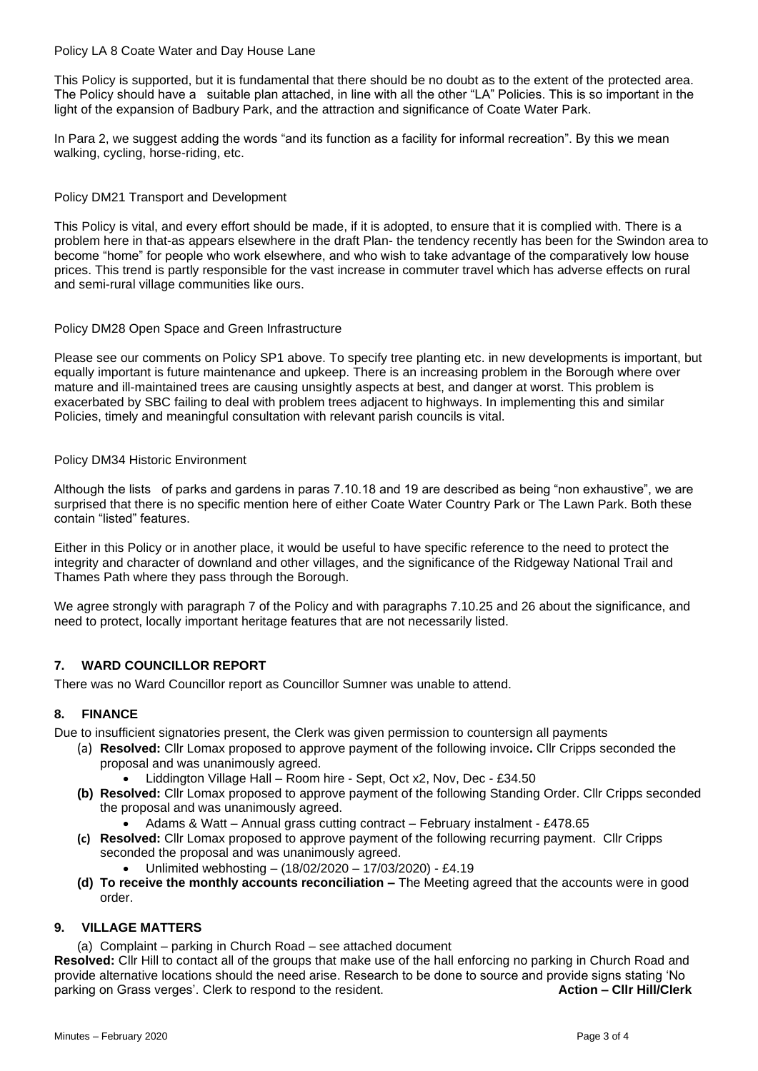Policy LA 8 Coate Water and Day House Lane

This Policy is supported, but it is fundamental that there should be no doubt as to the extent of the protected area. The Policy should have a suitable plan attached, in line with all the other "LA" Policies. This is so important in the light of the expansion of Badbury Park, and the attraction and significance of Coate Water Park.

In Para 2, we suggest adding the words "and its function as a facility for informal recreation". By this we mean walking, cycling, horse-riding, etc.

Policy DM21 Transport and Development

This Policy is vital, and every effort should be made, if it is adopted, to ensure that it is complied with. There is a problem here in that-as appears elsewhere in the draft Plan- the tendency recently has been for the Swindon area to become "home" for people who work elsewhere, and who wish to take advantage of the comparatively low house prices. This trend is partly responsible for the vast increase in commuter travel which has adverse effects on rural and semi-rural village communities like ours.

Policy DM28 Open Space and Green Infrastructure

Please see our comments on Policy SP1 above. To specify tree planting etc. in new developments is important, but equally important is future maintenance and upkeep. There is an increasing problem in the Borough where over mature and ill-maintained trees are causing unsightly aspects at best, and danger at worst. This problem is exacerbated by SBC failing to deal with problem trees adjacent to highways. In implementing this and similar Policies, timely and meaningful consultation with relevant parish councils is vital.

Policy DM34 Historic Environment

Although the lists of parks and gardens in paras 7.10.18 and 19 are described as being "non exhaustive", we are surprised that there is no specific mention here of either Coate Water Country Park or The Lawn Park. Both these contain "listed" features.

Either in this Policy or in another place, it would be useful to have specific reference to the need to protect the integrity and character of downland and other villages, and the significance of the Ridgeway National Trail and Thames Path where they pass through the Borough.

We agree strongly with paragraph 7 of the Policy and with paragraphs 7.10.25 and 26 about the significance, and need to protect, locally important heritage features that are not necessarily listed.

## 7. WARD COUNCILLOR REPORT

There was no Ward Councillor report as Councillor Sumner was unable to attend.

## 8. FINANCE

Due to insufficient signatories present, the Clerk was given permission to countersign all payments

(a) **Resolved:** Cllr Lomax proposed to approve payment of the following invoice**.** Cllr Cripps seconded the proposal and was unanimously agreed.
   - Liddington Village Hall – Room hire - Sept, Oct x2, Nov, Dec - £34.50

**(b) Resolved:** Cllr Lomax proposed to approve payment of the following Standing Order. Cllr Cripps seconded the proposal and was unanimously agreed.
   - Adams & Watt – Annual grass cutting contract – February instalment - £478.65

**(c) Resolved:** Cllr Lomax proposed to approve payment of the following recurring payment. Cllr Cripps seconded the proposal and was unanimously agreed.
   - Unlimited webhosting – (18/02/2020 – 17/03/2020) - £4.19

**(d) To receive the monthly accounts reconciliation –** The Meeting agreed that the accounts were in good order.

## 9. VILLAGE MATTERS

(a) Complaint – parking in Church Road – see attached document

**Resolved:** Cllr Hill to contact all of the groups that make use of the hall enforcing no parking in Church Road and provide alternative locations should the need arise. Research to be done to source and provide signs stating 'No parking on Grass verges'. Clerk to respond to the resident. **Action – Cllr Hill/Clerk**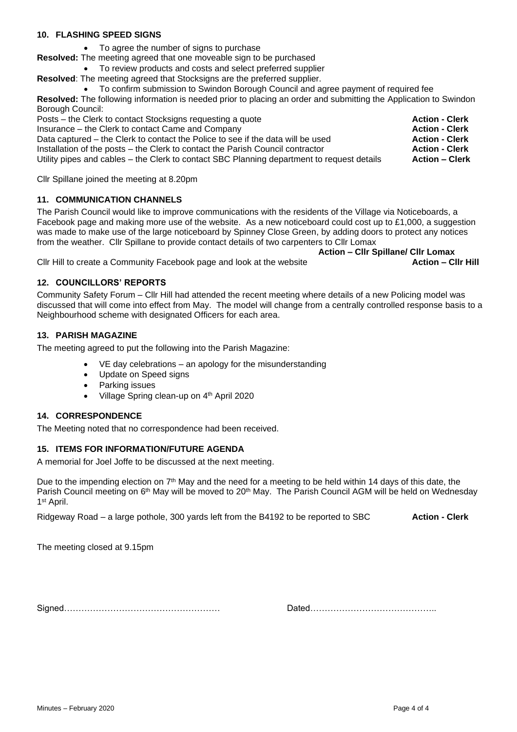## 10. FLASHING SPEED SIGNS

- To agree the number of signs to purchase

**Resolved:** The meeting agreed that one moveable sign to be purchased

- To review products and costs and select preferred supplier

**Resolved**: The meeting agreed that Stocksigns are the preferred supplier.

- To confirm submission to Swindon Borough Council and agree payment of required fee

**Resolved:** The following information is needed prior to placing an order and submitting the Application to Swindon Borough Council:

Posts – the Clerk to contact Stocksigns requesting a quote **Action - Clerk**
Insurance – the Clerk to contact Came and Company **Action - Clerk**
Data captured – the Clerk to contact the Police to see if the data will be used **Action - Clerk**
Installation of the posts – the Clerk to contact the Parish Council contractor **Action - Clerk**
Utility pipes and cables – the Clerk to contact SBC Planning department to request details **Action – Clerk**

Cllr Spillane joined the meeting at 8.20pm

## 11. COMMUNICATION CHANNELS

The Parish Council would like to improve communications with the residents of the Village via Noticeboards, a Facebook page and making more use of the website. As a new noticeboard could cost up to £1,000, a suggestion was made to make use of the large noticeboard by Spinney Close Green, by adding doors to protect any notices from the weather. Cllr Spillane to provide contact details of two carpenters to Cllr Lomax

**Action – Cllr Spillane/ Cllr Lomax**

Cllr Hill to create a Community Facebook page and look at the website **Action – Cllr Hill**

## 12. COUNCILLORS' REPORTS

Community Safety Forum – Cllr Hill had attended the recent meeting where details of a new Policing model was discussed that will come into effect from May. The model will change from a centrally controlled response basis to a Neighbourhood scheme with designated Officers for each area.

## 13. PARISH MAGAZINE

The meeting agreed to put the following into the Parish Magazine:

- VE day celebrations – an apology for the misunderstanding
- Update on Speed signs
- Parking issues
- Village Spring clean-up on 4th April 2020

## 14. CORRESPONDENCE

The Meeting noted that no correspondence had been received.

## 15. ITEMS FOR INFORMATION/FUTURE AGENDA

A memorial for Joel Joffe to be discussed at the next meeting.

Due to the impending election on 7th May and the need for a meeting to be held within 14 days of this date, the Parish Council meeting on 6th May will be moved to 20th May. The Parish Council AGM will be held on Wednesday 1st April.

Ridgeway Road – a large pothole, 300 yards left from the B4192 to be reported to SBC **Action - Clerk**

The meeting closed at 9.15pm

Signed…………………………………………… Dated……………………………………..